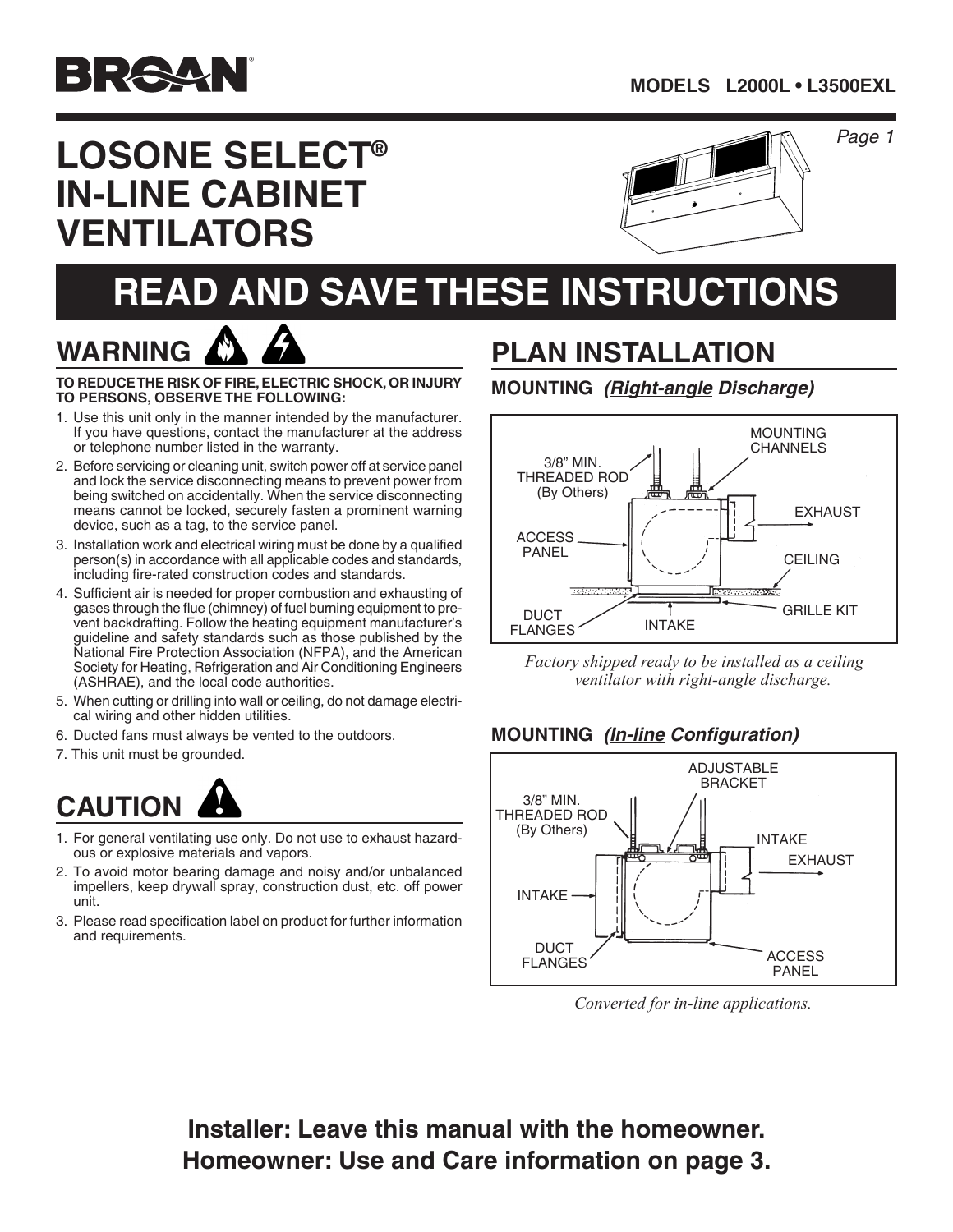BROAN®

MODELS L2000L • L3500EXL

# LOSONE SELECT® IN-LINE CABINET VENTILATORS

# READ AND SAVE THESE INSTRUCTIONS

## WARNING

**TO REDUCE THE RISK OF FIRE, ELECTRIC SHOCK, OR INJURY TO PERSONS, OBSERVE THE FOLLOWING:**

1. Use this unit only in the manner intended by the manufacturer. If you have questions, contact the manufacturer at the address or telephone number listed in the warranty.
2. Before servicing or cleaning unit, switch power off at service panel and lock the service disconnecting means to prevent power from being switched on accidentally. When the service disconnecting means cannot be locked, securely fasten a prominent warning device, such as a tag, to the service panel.
3. Installation work and electrical wiring must be done by a qualified person(s) in accordance with all applicable codes and standards, including fire-rated construction codes and standards.
4. Sufficient air is needed for proper combustion and exhausting of gases through the flue (chimney) of fuel burning equipment to prevent backdrafting. Follow the heating equipment manufacturer's guideline and safety standards such as those published by the National Fire Protection Association (NFPA), and the American Society for Heating, Refrigeration and Air Conditioning Engineers (ASHRAE), and the local code authorities.
5. When cutting or drilling into wall or ceiling, do not damage electrical wiring and other hidden utilities.
6. Ducted fans must always be vented to the outdoors.
7. This unit must be grounded.

## CAUTION

1. For general ventilating use only. Do not use to exhaust hazardous or explosive materials and vapors.
2. To avoid motor bearing damage and noisy and/or unbalanced impellers, keep drywall spray, construction dust, etc. off power unit.
3. Please read specification label on product for further information and requirements.

## PLAN INSTALLATION

### MOUNTING *(Right-angle Discharge)*

3/8" MIN. THREADED ROD (By Others) · MOUNTING CHANNELS · EXHAUST · ACCESS PANEL · CEILING · GRILLE KIT · DUCT FLANGES · INTAKE

*Factory shipped ready to be installed as a ceiling ventilator with right-angle discharge.*

### MOUNTING *(In-line Configuration)*

ADJUSTABLE BRACKET · 3/8" MIN. THREADED ROD (By Others) · INTAKE · EXHAUST · INTAKE · DUCT FLANGES · ACCESS PANEL

*Converted for in-line applications.*

**Installer: Leave this manual with the homeowner.**
**Homeowner: Use and Care information on page 3.**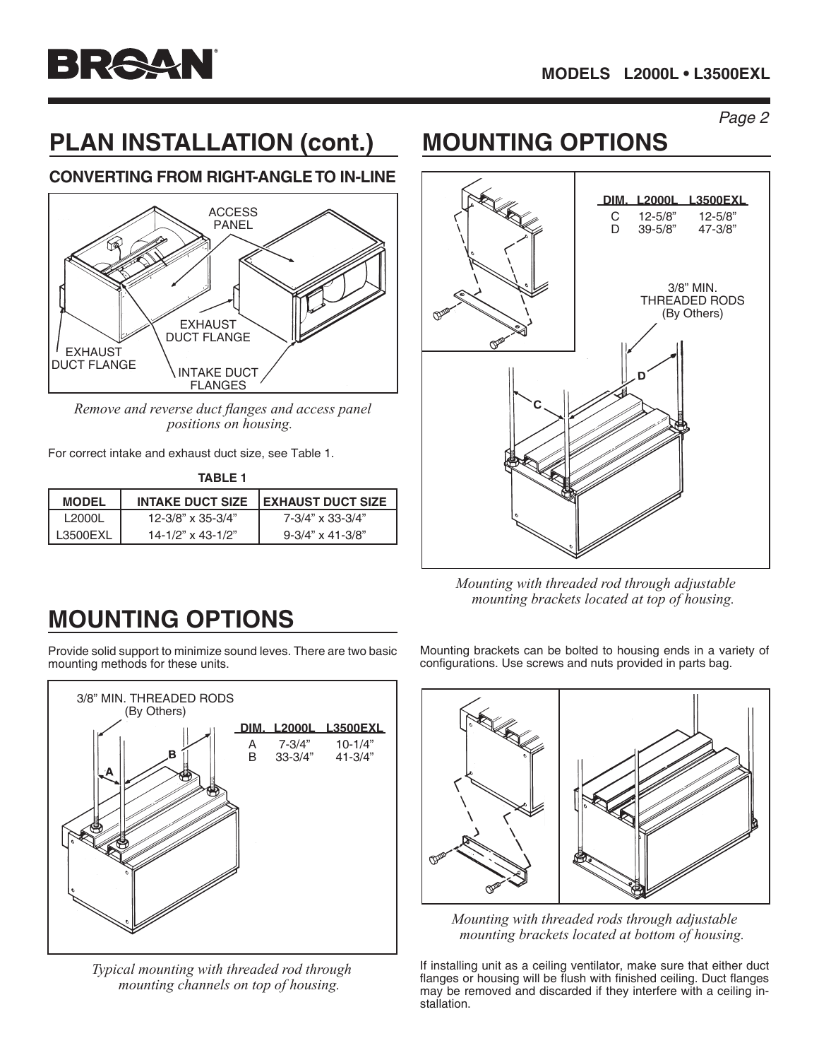# PLAN INSTALLATION (cont.)

## CONVERTING FROM RIGHT-ANGLE TO IN-LINE

ACCESS PANEL

EXHAUST DUCT FLANGE

EXHAUST DUCT FLANGE

INTAKE DUCT FLANGES

*Remove and reverse duct flanges and access panel positions on housing.*

For correct intake and exhaust duct size, see Table 1.

**TABLE 1**

| MODEL | INTAKE DUCT SIZE | EXHAUST DUCT SIZE |
|---|---|---|
| L2000L | 12-3/8" x 35-3/4" | 7-3/4" x 33-3/4" |
| L3500EXL | 14-1/2" x 43-1/2" | 9-3/4" x 41-3/8" |

# MOUNTING OPTIONS

Provide solid support to minimize sound leves. There are two basic mounting methods for these units.

3/8" MIN. THREADED RODS (By Others)

| DIM. | L2000L | L3500EXL |
|---|---|---|
| A | 7-3/4" | 10-1/4" |
| B | 33-3/4" | 41-3/4" |

*Typical mounting with threaded rod through mounting channels on top of housing.*

# MOUNTING OPTIONS

| DIM. | L2000L | L3500EXL |
|---|---|---|
| C | 12-5/8" | 12-5/8" |
| D | 39-5/8" | 47-3/8" |

3/8" MIN. THREADED RODS (By Others)

*Mounting with threaded rod through adjustable mounting brackets located at top of housing.*

Mounting brackets can be bolted to housing ends in a variety of configurations. Use screws and nuts provided in parts bag.

*Mounting with threaded rods through adjustable mounting brackets located at bottom of housing.*

If installing unit as a ceiling ventilator, make sure that either duct flanges or housing will be flush with finished ceiling. Duct flanges may be removed and discarded if they interfere with a ceiling installation.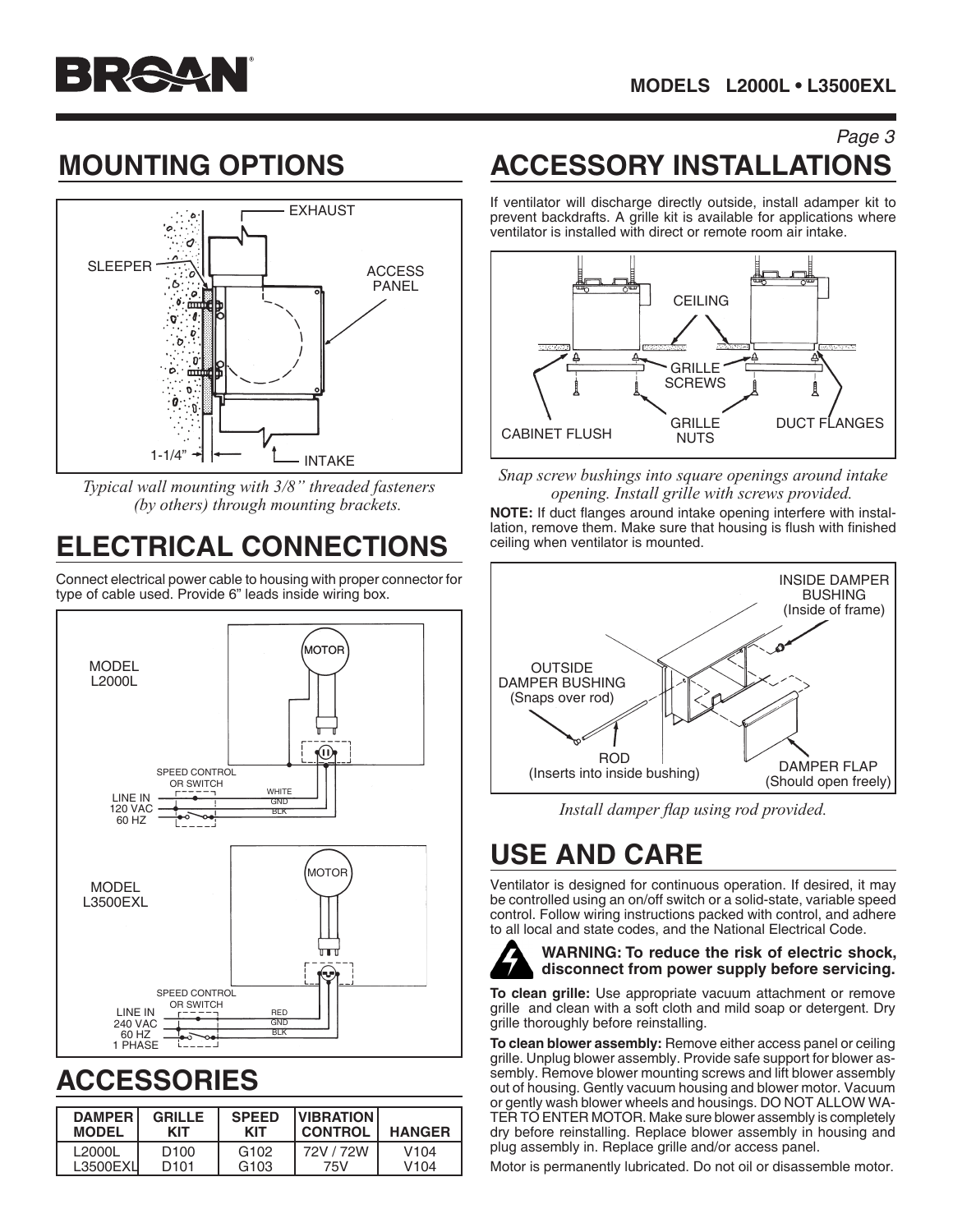## MOUNTING OPTIONS

*Typical wall mounting with 3/8" threaded fasteners (by others) through mounting brackets.*

## ELECTRICAL CONNECTIONS

Connect electrical power cable to housing with proper connector for type of cable used. Provide 6" leads inside wiring box.

## ACCESSORIES

| DAMPER MODEL | GRILLE KIT | SPEED KIT | VIBRATION CONTROL | HANGER |
|---|---|---|---|---|
| L2000L | D100 | G102 | 72V / 72W | V104 |
| L3500EXL | D101 | G103 | 75V | V104 |

## ACCESSORY INSTALLATIONS

If ventilator will discharge directly outside, install adamper kit to prevent backdrafts. A grille kit is available for applications where ventilator is installed with direct or remote room air intake.

*Snap screw bushings into square openings around intake opening. Install grille with screws provided.*

**NOTE:** If duct flanges around intake opening interfere with installation, remove them. Make sure that housing is flush with finished ceiling when ventilator is mounted.

*Install damper flap using rod provided.*

## USE AND CARE

Ventilator is designed for continuous operation. If desired, it may be controlled using an on/off switch or a solid-state, variable speed control. Follow wiring instructions packed with control, and adhere to all local and state codes, and the National Electrical Code.

**WARNING: To reduce the risk of electric shock, disconnect from power supply before servicing.**

**To clean grille:** Use appropriate vacuum attachment or remove grille and clean with a soft cloth and mild soap or detergent. Dry grille thoroughly before reinstalling.

**To clean blower assembly:** Remove either access panel or ceiling grille. Unplug blower assembly. Provide safe support for blower assembly. Remove blower mounting screws and lift blower assembly out of housing. Gently vacuum housing and blower motor. Vacuum or gently wash blower wheels and housings. DO NOT ALLOW WATER TO ENTER MOTOR. Make sure blower assembly is completely dry before reinstalling. Replace blower assembly in housing and plug assembly in. Replace grille and/or access panel.

Motor is permanently lubricated. Do not oil or disassemble motor.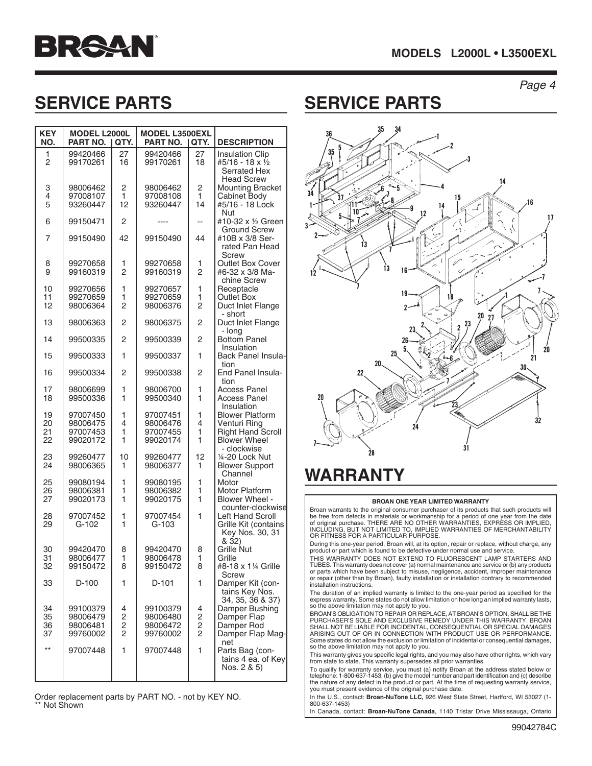## SERVICE PARTS

| KEY NO. | MODEL L2000L PART NO. | QTY. | MODEL L3500EXL PART NO. | QTY. | DESCRIPTION |
|---|---|---|---|---|---|
| 1 | 99420466 | 27 | 99420466 | 27 | Insulation Clip |
| 2 | 99170261 | 16 | 99170261 | 18 | #5/16 - 18 x ½ Serrated Hex Head Screw |
| 3 | 98006462 | 2 | 98006462 | 2 | Mounting Bracket |
| 4 | 97008107 | 1 | 97008108 | 1 | Cabinet Body |
| 5 | 93260447 | 12 | 93260447 | 14 | #5/16 - 18 Lock Nut |
| 6 | 99150471 | 2 | ---- | -- | #10-32 x ½ Green Ground Screw |
| 7 | 99150490 | 42 | 99150490 | 44 | #10B x 3/8 Serrated Pan Head Screw |
| 8 | 99270658 | 1 | 99270658 | 1 | Outlet Box Cover |
| 9 | 99160319 | 2 | 99160319 | 2 | #6-32 x 3/8 Machine Screw |
| 10 | 99270656 | 1 | 99270657 | 1 | Receptacle |
| 11 | 99270659 | 1 | 99270659 | 1 | Outlet Box |
| 12 | 98006364 | 2 | 98006376 | 2 | Duct Inlet Flange - short |
| 13 | 98006363 | 2 | 98006375 | 2 | Duct Inlet Flange - long |
| 14 | 99500335 | 2 | 99500339 | 2 | Bottom Panel Insulation |
| 15 | 99500333 | 1 | 99500337 | 1 | Back Panel Insulation |
| 16 | 99500334 | 2 | 99500338 | 2 | End Panel Insulation |
| 17 | 98006699 | 1 | 98006700 | 1 | Access Panel |
| 18 | 99500336 | 1 | 99500340 | 1 | Access Panel Insulation |
| 19 | 97007450 | 1 | 97007451 | 1 | Blower Platform |
| 20 | 98006475 | 4 | 98006476 | 4 | Venturi Ring |
| 21 | 97007453 | 1 | 97007455 | 1 | Right Hand Scroll |
| 22 | 99020172 | 1 | 99020174 | 1 | Blower Wheel - clockwise |
| 23 | 99260477 | 10 | 99260477 | 12 | ¼-20 Lock Nut |
| 24 | 98006365 | 1 | 98006377 | 1 | Blower Support Channel |
| 25 | 99080194 | 1 | 99080195 | 1 | Motor |
| 26 | 98006381 | 1 | 98006382 | 1 | Motor Platform |
| 27 | 99020173 | 1 | 99020175 | 1 | Blower Wheel - counter-clockwise |
| 28 | 97007452 | 1 | 97007454 | 1 | Left Hand Scroll |
| 29 | G-102 | 1 | G-103 | | Grille Kit (contains Key Nos. 30, 31 & 32) |
| 30 | 99420470 | 8 | 99420470 | 8 | Grille Nut |
| 31 | 98006477 | 1 | 98006478 | 1 | Grille |
| 32 | 99150472 | 8 | 99150472 | 8 | #8-18 x 1¼ Grille Screw |
| 33 | D-100 | 1 | D-101 | 1 | Damper Kit (contains Key Nos. 34, 35, 36 & 37) |
| 34 | 99100379 | 4 | 99100379 | 4 | Damper Bushing |
| 35 | 98006479 | 2 | 98006480 | 2 | Damper Flap |
| 36 | 98006481 | 2 | 98006472 | 2 | Damper Rod |
| 37 | 99760002 | 2 | 99760002 | 2 | Damper Flap Magnet |
| ** | 97007448 | 1 | 97007448 | 1 | Parts Bag (contains 4 ea. of Key Nos. 2 & 5) |

Order replacement parts by PART NO. - not by KEY NO.
** Not Shown

## SERVICE PARTS

## WARRANTY

**BROAN ONE YEAR LIMITED WARRANTY**

Broan warrants to the original consumer purchaser of its products that such products will be free from defects in materials or workmanship for a period of one year from the date of original purchase. THERE ARE NO OTHER WARRANTIES, EXPRESS OR IMPLIED, INCLUDING, BUT NOT LIMITED TO, IMPLIED WARRANTIES OF MERCHANTABILITY OR FITNESS FOR A PARTICULAR PURPOSE.

During this one-year period, Broan will, at its option, repair or replace, without charge, any product or part which is found to be defective under normal use and service.

THIS WARRANTY DOES NOT EXTEND TO FLUORESCENT LAMP STARTERS AND TUBES. This warranty does not cover (a) normal maintenance and service or (b) any products or parts which have been subject to misuse, negligence, accident, improper maintenance or repair (other than by Broan), faulty installation or installation contrary to recommended installation instructions.

The duration of an implied warranty is limited to the one-year period as specified for the express warranty. Some states do not allow limitation on how long an implied warranty lasts, so the above limitation may not apply to you.

BROAN'S OBLIGATION TO REPAIR OR REPLACE, AT BROAN'S OPTION, SHALL BE THE PURCHASER'S SOLE AND EXCLUSIVE REMEDY UNDER THIS WARRANTY. BROAN SHALL NOT BE LIABLE FOR INCIDENTAL, CONSEQUENTIAL OR SPECIAL DAMAGES ARISING OUT OF OR IN CONNECTION WITH PRODUCT USE OR PERFORMANCE. Some states do not allow the exclusion or limitation of incidental or consequential damages, so the above limitation may not apply to you.

This warranty gives you specific legal rights, and you may also have other rights, which vary from state to state. This warranty supersedes all prior warranties.

To qualify for warranty service, you must (a) notify Broan at the address stated below or telephone: 1-800-637-1453, (b) give the model number and part identification and (c) describe the nature of any defect in the product or part. At the time of requesting warranty service, you must present evidence of the original purchase date.

In the U.S., contact: **Broan-NuTone LLC,** 926 West State Street, Hartford, WI 53027 (1-800-637-1453)

In Canada, contact: **Broan-NuTone Canada**, 1140 Tristar Drive Mississauga, Ontario

99042784C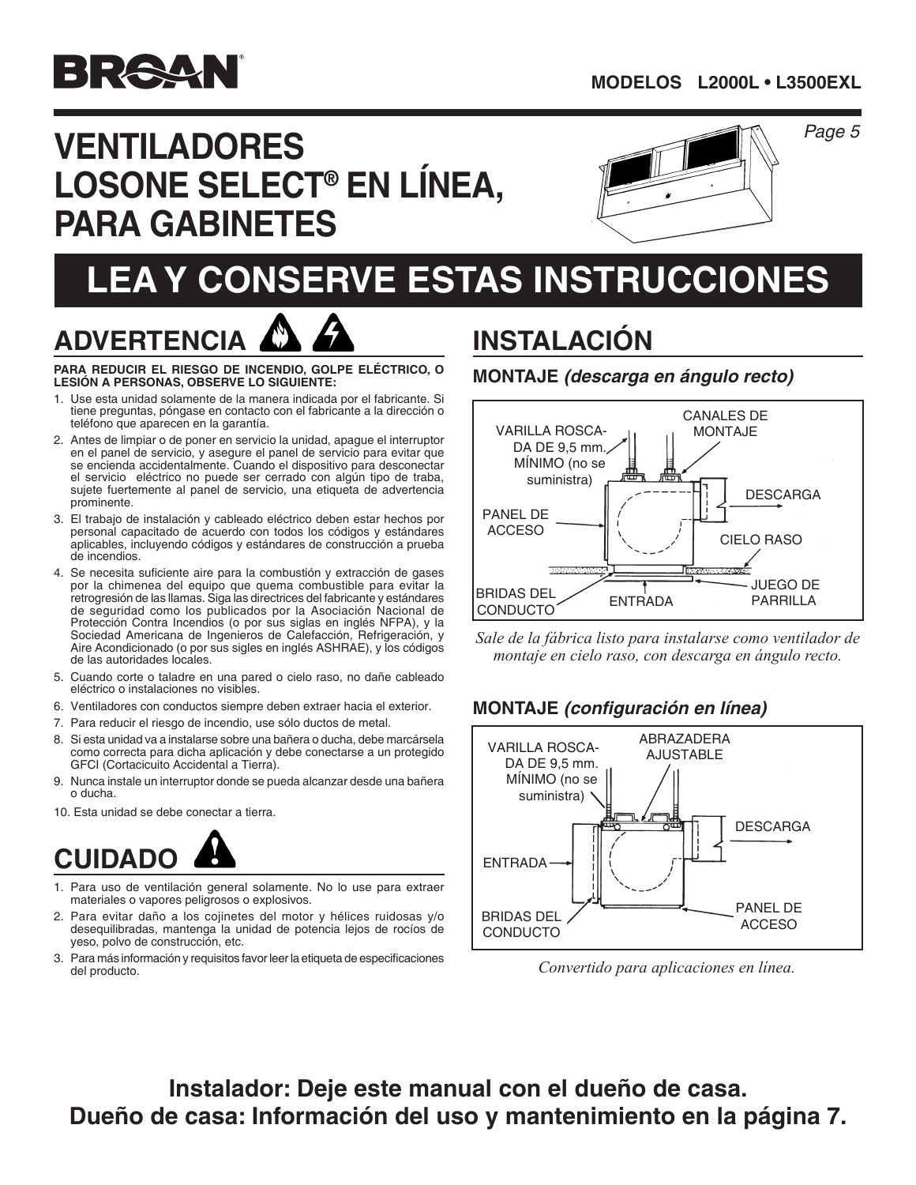BROAN

**MODELOS L2000L • L3500EXL**

# VENTILADORES LOSONE SELECT® EN LÍNEA, PARA GABINETES

# LEA Y CONSERVE ESTAS INSTRUCCIONES

## ADVERTENCIA

**PARA REDUCIR EL RIESGO DE INCENDIO, GOLPE ELÉCTRICO, O LESIÓN A PERSONAS, OBSERVE LO SIGUIENTE:**

1. Use esta unidad solamente de la manera indicada por el fabricante. Si tiene preguntas, póngase en contacto con el fabricante a la dirección o teléfono que aparecen en la garantía.
2. Antes de limpiar o de poner en servicio la unidad, apague el interruptor en el panel de servicio, y asegure el panel de servicio para evitar que se encienda accidentalmente. Cuando el dispositivo para desconectar el servicio eléctrico no puede ser cerrado con algún tipo de traba, sujete fuertemente al panel de servicio, una etiqueta de advertencia prominente.
3. El trabajo de instalación y cableado eléctrico deben estar hechos por personal capacitado de acuerdo con todos los códigos y estándares aplicables, incluyendo códigos y estándares de construcción a prueba de incendios.
4. Se necesita suficiente aire para la combustión y extracción de gases por la chimenea del equipo que quema combustible para evitar la retrogresión de las llamas. Siga las directrices del fabricante y estándares de seguridad como los publicados por la Asociación Nacional de Protección Contra Incendios (o por sus siglas en inglés NFPA), y la Sociedad Americana de Ingenieros de Calefacción, Refrigeración, y Aire Acondicionado (o por sus sigles en inglés ASHRAE), y los códigos de las autoridades locales.
5. Cuando corte o taladre en una pared o cielo raso, no dañe cableado eléctrico o instalaciones no visibles.
6. Ventiladores con conductos siempre deben extraer hacia el exterior.
7. Para reducir el riesgo de incendio, use sólo ductos de metal.
8. Si esta unidad va a instalarse sobre una bañera o ducha, debe marcársela como correcta para dicha aplicación y debe conectarse a un protegido GFCI (Cortacicuito Accidental a Tierra).
9. Nunca instale un interruptor donde se pueda alcanzar desde una bañera o ducha.
10. Esta unidad se debe conectar a tierra.

## CUIDADO

1. Para uso de ventilación general solamente. No lo use para extraer materiales o vapores peligrosos o explosivos.
2. Para evitar daño a los cojinetes del motor y hélices ruidosas y/o desequilibradas, mantenga la unidad de potencia lejos de rocíos de yeso, polvo de construcción, etc.
3. Para más información y requisitos favor leer la etiqueta de especificaciones del producto.

## INSTALACIÓN

### MONTAJE *(descarga en ángulo recto)*

VARILLA ROSCADA DE 9,5 mm. MÍNIMO (no se suministra) · CANALES DE MONTAJE · DESCARGA · PANEL DE ACCESO · CIELO RASO · BRIDAS DEL CONDUCTO · ENTRADA · JUEGO DE PARRILLA

*Sale de la fábrica listo para instalarse como ventilador de montaje en cielo raso, con descarga en ángulo recto.*

### MONTAJE *(configuración en línea)*

VARILLA ROSCADA DE 9,5 mm. MÍNIMO (no se suministra) · ABRAZADERA AJUSTABLE · DESCARGA · ENTRADA · BRIDAS DEL CONDUCTO · PANEL DE ACCESO

*Convertido para aplicaciones en línea.*

**Instalador: Deje este manual con el dueño de casa.**
**Dueño de casa: Información del uso y mantenimiento en la página 7.**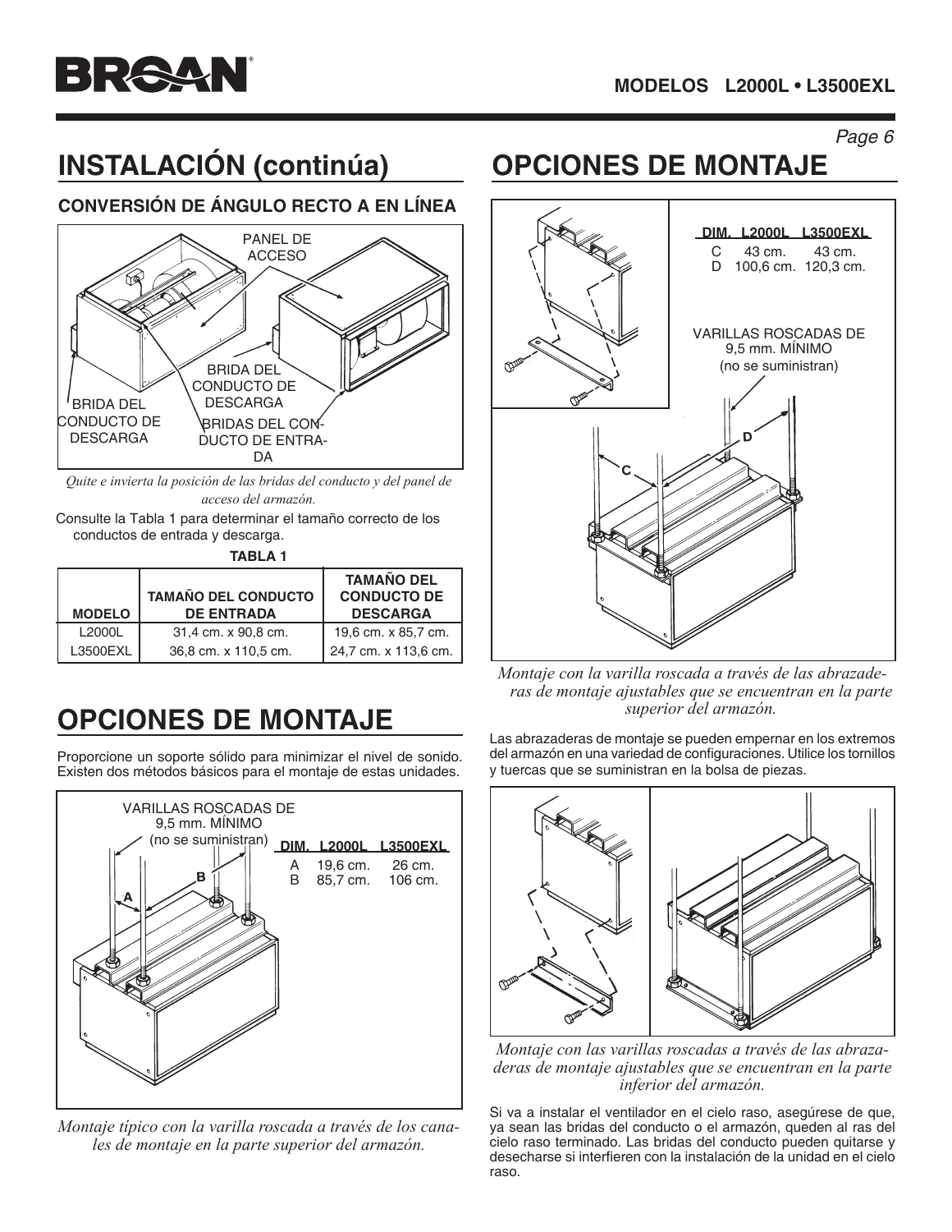# INSTALACIÓN (continúa)

## CONVERSIÓN DE ÁNGULO RECTO A EN LÍNEA

PANEL DE ACCESO

BRIDA DEL CONDUCTO DE DESCARGA

BRIDA DEL CONDUCTO DE DESCARGA

BRIDAS DEL CONDUCTO DE ENTRADA

*Quite e invierta la posición de las bridas del conducto y del panel de acceso del armazón.*

Consulte la Tabla 1 para determinar el tamaño correcto de los conductos de entrada y descarga.

**TABLA 1**

| MODELO | TAMAÑO DEL CONDUCTO DE ENTRADA | TAMAÑO DEL CONDUCTO DE DESCARGA |
|---|---|---|
| L2000L | 31,4 cm. x 90,8 cm. | 19,6 cm. x 85,7 cm. |
| L3500EXL | 36,8 cm. x 110,5 cm. | 24,7 cm. x 113,6 cm. |

# OPCIONES DE MONTAJE

Proporcione un soporte sólido para minimizar el nivel de sonido. Existen dos métodos básicos para el montaje de estas unidades.

VARILLAS ROSCADAS DE 9,5 mm. MÍNIMO (no se suministran)

| DIM. | L2000L | L3500EXL |
|---|---|---|
| A | 19,6 cm. | 26 cm. |
| B | 85,7 cm. | 106 cm. |

*Montaje típico con la varilla roscada a través de los canales de montaje en la parte superior del armazón.*

# OPCIONES DE MONTAJE

| DIM. | L2000L | L3500EXL |
|---|---|---|
| C | 43 cm. | 43 cm. |
| D | 100,6 cm. | 120,3 cm. |

VARILLAS ROSCADAS DE 9,5 mm. MÍNIMO (no se suministran)

*Montaje con la varilla roscada a través de las abrazaderas de montaje ajustables que se encuentran en la parte superior del armazón.*

Las abrazaderas de montaje se pueden empernar en los extremos del armazón en una variedad de configuraciones. Utilice los tornillos y tuercas que se suministran en la bolsa de piezas.

*Montaje con las varillas roscadas a través de las abrazaderas de montaje ajustables que se encuentran en la parte inferior del armazón.*

Si va a instalar el ventilador en el cielo raso, asegúrese de que, ya sean las bridas del conducto o el armazón, queden al ras del cielo raso terminado. Las bridas del conducto pueden quitarse y desecharse si interfieren con la instalación de la unidad en el cielo raso.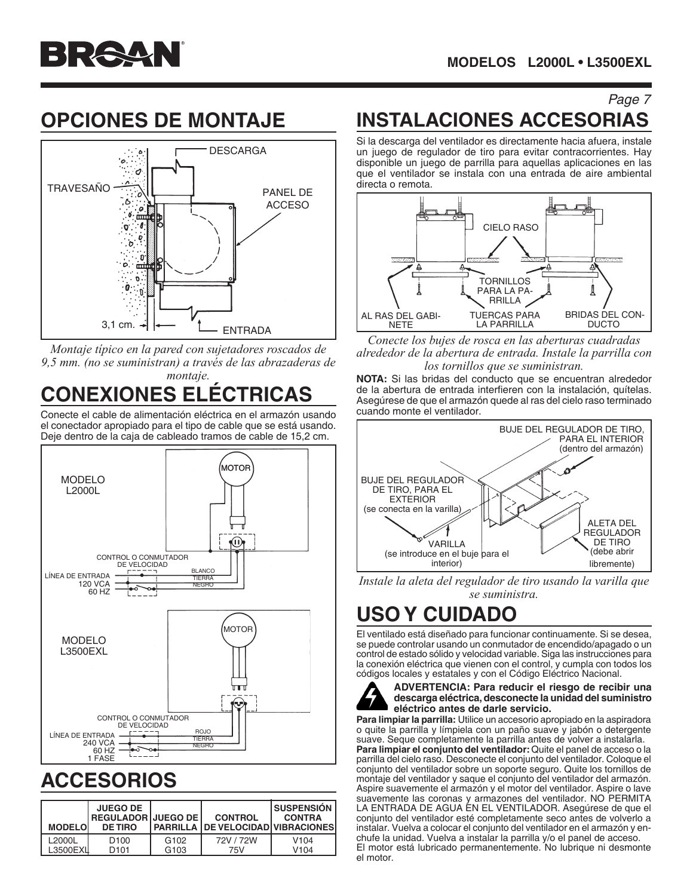# OPCIONES DE MONTAJE

DESCARGA

TRAVESAÑO

PANEL DE ACCESO

3,1 cm.

ENTRADA

*Montaje típico en la pared con sujetadores roscados de 9,5 mm. (no se suministran) a través de las abrazaderas de montaje.*

# CONEXIONES ELÉCTRICAS

Conecte el cable de alimentación eléctrica en el armazón usando el conectador apropiado para el tipo de cable que se está usando. Deje dentro de la caja de cableado tramos de cable de 15,2 cm.

MODELO L2000L

MOTOR

CONTROL O CONMUTADOR DE VELOCIDAD

LÍNEA DE ENTRADA 120 VCA 60 HZ

BLANCO

TIERRA

NEGRO

MODELO L3500EXL

MOTOR

CONTROL O CONMUTADOR DE VELOCIDAD

LÍNEA DE ENTRADA 240 VCA 60 HZ 1 FASE

ROJO

TIERRA

NEGRO

# ACCESORIOS

| MODELO | JUEGO DE REGULADOR DE TIRO | JUEGO DE PARRILLA | CONTROL DE VELOCIDAD | SUSPENSIÓN CONTRA VIBRACIONES |
|---|---|---|---|---|
| L2000L | D100 | G102 | 72V / 72W | V104 |
| L3500EXL | D101 | G103 | 75V | V104 |

# INSTALACIONES ACCESORIAS

Si la descarga del ventilador es directamente hacia afuera, instale un juego de regulador de tiro para evitar contracorrientes. Hay disponible un juego de parrilla para aquellas aplicaciones en las que el ventilador se instala con una entrada de aire ambiental directa o remota.

CIELO RASO

TORNILLOS PARA LA PARRILLA

AL RAS DEL GABINETE

TUERCAS PARA LA PARRILLA

BRIDAS DEL CONDUCTO

*Conecte los bujes de rosca en las aberturas cuadradas alrededor de la abertura de entrada. Instale la parrilla con los tornillos que se suministran.*

**NOTA:** Si las bridas del conducto que se encuentran alrededor de la abertura de entrada interfieren con la instalación, quítelas. Asegúrese de que el armazón quede al ras del cielo raso terminado cuando monte el ventilador.

BUJE DEL REGULADOR DE TIRO, PARA EL INTERIOR (dentro del armazón)

BUJE DEL REGULADOR DE TIRO, PARA EL EXTERIOR (se conecta en la varilla)

VARILLA (se introduce en el buje para el interior)

ALETA DEL REGULADOR DE TIRO (debe abrir libremente)

*Instale la aleta del regulador de tiro usando la varilla que se suministra.*

# USO Y CUIDADO

El ventilado está diseñado para funcionar continuamente. Si se desea, se puede controlar usando un conmutador de encendido/apagado o un control de estado sólido y velocidad variable. Siga las instrucciones para la conexión eléctrica que vienen con el control, y cumpla con todos los códigos locales y estatales y con el Código Eléctrico Nacional.

**ADVERTENCIA: Para reducir el riesgo de recibir una descarga eléctrica, desconecte la unidad del suministro eléctrico antes de darle servicio.**

**Para limpiar la parrilla:** Utilice un accesorio apropiado en la aspiradora o quite la parrilla y límpiela con un paño suave y jabón o detergente suave. Seque completamente la parrilla antes de volver a instalarla.

**Para limpiar el conjunto del ventilador:** Quite el panel de acceso o la parrilla del cielo raso. Desconecte el conjunto del ventilador. Coloque el conjunto del ventilador sobre un soporte seguro. Quite los tornillos de montaje del ventilador y saque el conjunto del ventilador del armazón. Aspire suavemente el armazón y el motor del ventilador. Aspire o lave suavemente las coronas y armazones del ventilador. NO PERMITA LA ENTRADA DE AGUA EN EL VENTILADOR. Asegúrese de que el conjunto del ventilador esté completamente seco antes de volverlo a instalar. Vuelva a colocar el conjunto del ventilador en el armazón y enchufe la unidad. Vuelva a instalar la parrilla y/o el panel de acceso.

El motor está lubricado permanentemente. No lubrique ni desmonte el motor.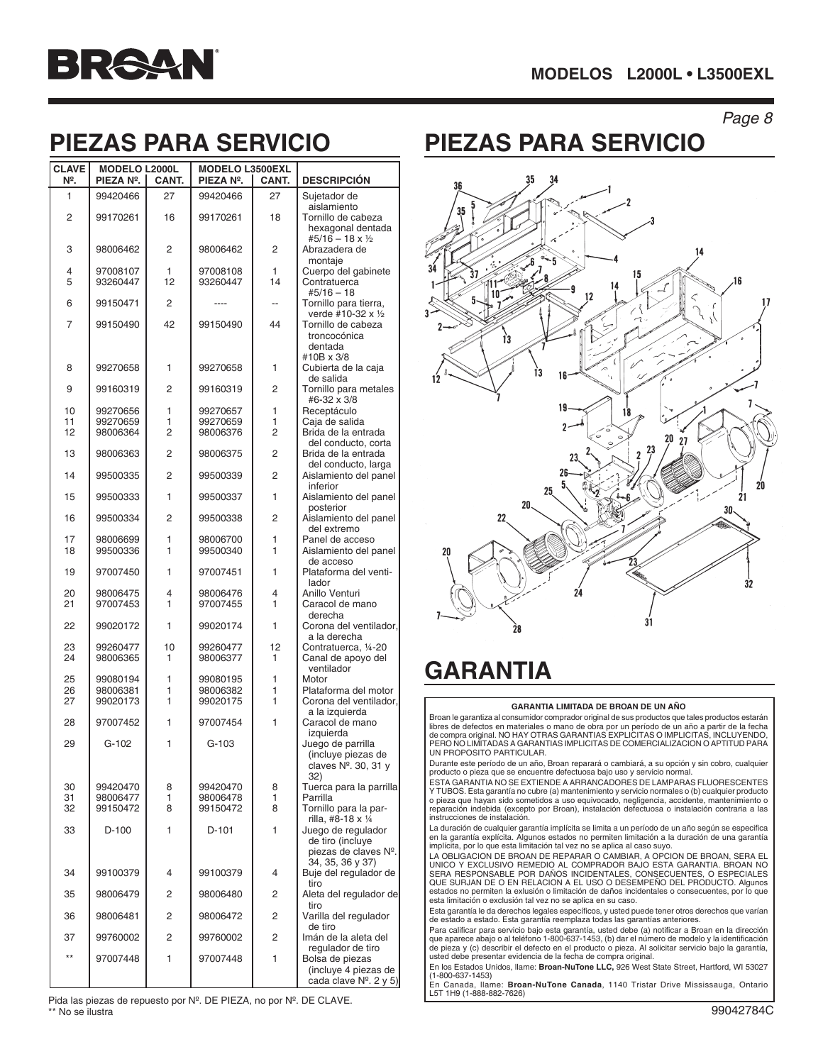# PIEZAS PARA SERVICIO

| CLAVE Nº. | MODELO L2000L PIEZA Nº. | CANT. | MODELO L3500EXL PIEZA Nº. | CANT. | DESCRIPCIÓN |
|---|---|---|---|---|---|
| 1 | 99420466 | 27 | 99420466 | 27 | Sujetador de aislamiento |
| 2 | 99170261 | 16 | 99170261 | 18 | Tornillo de cabeza hexagonal dentada #5/16 – 18 x ½ |
| 3 | 98006462 | 2 | 98006462 | 2 | Abrazadera de montaje |
| 4 | 97008107 | 1 | 97008108 | 1 | Cuerpo del gabinete |
| 5 | 93260447 | 12 | 93260447 | 14 | Contratuerca #5/16 – 18 |
| 6 | 99150471 | 2 | ---- | -- | Tornillo para tierra, verde #10-32 x ½ |
| 7 | 99150490 | 42 | 99150490 | 44 | Tornillo de cabeza troncocónica dentada #10B x 3/8 |
| 8 | 99270658 | 1 | 99270658 | 1 | Cubierta de la caja de salida |
| 9 | 99160319 | 2 | 99160319 | 2 | Tornillo para metales #6-32 x 3/8 |
| 10 | 99270656 | 1 | 99270657 | 1 | Receptáculo |
| 11 | 99270659 | 1 | 99270659 | 1 | Caja de salida |
| 12 | 98006364 | 2 | 98006376 | 2 | Brida de la entrada del conducto, corta |
| 13 | 98006363 | 2 | 98006375 | 2 | Brida de la entrada del conducto, larga |
| 14 | 99500335 | 2 | 99500339 | 2 | Aislamiento del panel inferior |
| 15 | 99500333 | 1 | 99500337 | 1 | Aislamiento del panel posterior |
| 16 | 99500334 | 2 | 99500338 | 2 | Aislamiento del panel del extremo |
| 17 | 98006699 | 1 | 98006700 | 1 | Panel de acceso |
| 18 | 99500336 | 1 | 99500340 | 1 | Aislamiento del panel de acceso |
| 19 | 97007450 | 1 | 97007451 | 1 | Plataforma del ventilador |
| 20 | 98006475 | 4 | 98006476 | 4 | Anillo Venturi |
| 21 | 97007453 | 1 | 97007455 | 1 | Caracol de mano derecha |
| 22 | 99020172 | 1 | 99020174 | 1 | Corona del ventilador, a la derecha |
| 23 | 99260477 | 10 | 99260477 | 12 | Contratuerca, ¼-20 |
| 24 | 98006365 | 1 | 98006377 | 1 | Canal de apoyo del ventilador |
| 25 | 99080194 | 1 | 99080195 | 1 | Motor |
| 26 | 98006381 | 1 | 98006382 | 1 | Plataforma del motor |
| 27 | 99020173 | 1 | 99020175 | 1 | Corona del ventilador, a la izquierda |
| 28 | 97007452 | 1 | 97007454 | 1 | Caracol de mano izquierda |
| 29 | G-102 | 1 | G-103 | | Juego de parrilla (incluye piezas de claves Nº. 30, 31 y 32) |
| 30 | 99420470 | 8 | 99420470 | 8 | Tuerca para la parrilla |
| 31 | 98006477 | 1 | 98006478 | 1 | Parrilla |
| 32 | 99150472 | 8 | 99150472 | 8 | Tornillo para la parrilla, #8-18 x ¼ |
| 33 | D-100 | 1 | D-101 | 1 | Juego de regulador de tiro (incluye piezas de claves Nº. 34, 35, 36 y 37) |
| 34 | 99100379 | 4 | 99100379 | 4 | Buje del regulador de tiro |
| 35 | 98006479 | 2 | 98006480 | 2 | Aleta del regulador de tiro |
| 36 | 98006481 | 2 | 98006472 | 2 | Varilla del regulador de tiro |
| 37 | 99760002 | 2 | 99760002 | 2 | Imán de la aleta del regulador de tiro |
| ** | 97007448 | 1 | 97007448 | 1 | Bolsa de piezas (incluye 4 piezas de cada clave Nº. 2 y 5) |

Pida las piezas de repuesto por Nº. DE PIEZA, no por Nº. DE CLAVE.
** No se ilustra

# PIEZAS PARA SERVICIO

# GARANTIA

**GARANTIA LIMITADA DE BROAN DE UN AÑO**

Broan le garantiza al consumidor comprador original de sus productos que tales productos estarán libres de defectos en materiales o mano de obra por un período de un año a partir de la fecha de compra original. NO HAY OTRAS GARANTIAS EXPLICITAS O IMPLICITAS, INCLUYENDO, PERO NO LIMITADAS A GARANTIAS IMPLICITAS DE COMERCIALIZACION O APTITUD PARA UN PROPOSITO PARTICULAR.

Durante este período de un año, Broan reparará o cambiará, a su opción y sin cobro, cualquier producto o pieza que se encuentre defectuosa bajo uso y servicio normal.

ESTA GARANTIA NO SE EXTIENDE A ARRANCADORES DE LAMPARAS FLUORESCENTES Y TUBOS. Esta garantía no cubre (a) mantenimiento y servicio normales o (b) cualquier producto o pieza que hayan sido sometidos a uso equivocado, negligencia, accidente, mantenimiento o reparación indebida (excepto por Broan), instalación defectuosa o instalación contraria a las instrucciones de instalación.

La duración de cualquier garantía implícita se limita a un período de un año según se especifica en la garantía explícita. Algunos estados no permiten limitación a la duración de una garantía implícita, por lo que esta limitación tal vez no se aplica al caso suyo.

LA OBLIGACION DE BROAN DE REPARAR O CAMBIAR, A OPCION DE BROAN, SERA EL UNICO Y EXCLUSIVO REMEDIO AL COMPRADOR BAJO ESTA GARANTIA. BROAN NO SERA RESPONSABLE POR DAÑOS INCIDENTALES, CONSECUENTES, O ESPECIALES QUE SURJAN DE O EN RELACION A EL USO O DESEMPEÑO DEL PRODUCTO. Algunos estados no permiten la exlusión o limitación de daños incidentales o consecuentes, por lo que esta limitación o exclusión tal vez no se aplica en su caso.

Esta garantía le da derechos legales específicos, y usted puede tener otros derechos que varían de estado a estado. Esta garantía reemplaza todas las garantías anteriores.

Para calificar para servicio bajo esta garantía, usted debe (a) notificar a Broan en la dirección que aparece abajo o al teléfono 1-800-637-1453, (b) dar el número de modelo y la identificación de pieza y (c) describir el defecto en el producto o pieza. Al solicitar servicio bajo la garantía, usted debe presentar evidencia de la fecha de compra original.

En los Estados Unidos, llame: **Broan-NuTone LLC,** 926 West State Street, Hartford, WI 53027 (1-800-637-1453)

En Canada, llame: **Broan-NuTone Canada**, 1140 Tristar Drive Mississauga, Ontario L5T 1H9 (1-888-882-7626)

99042784C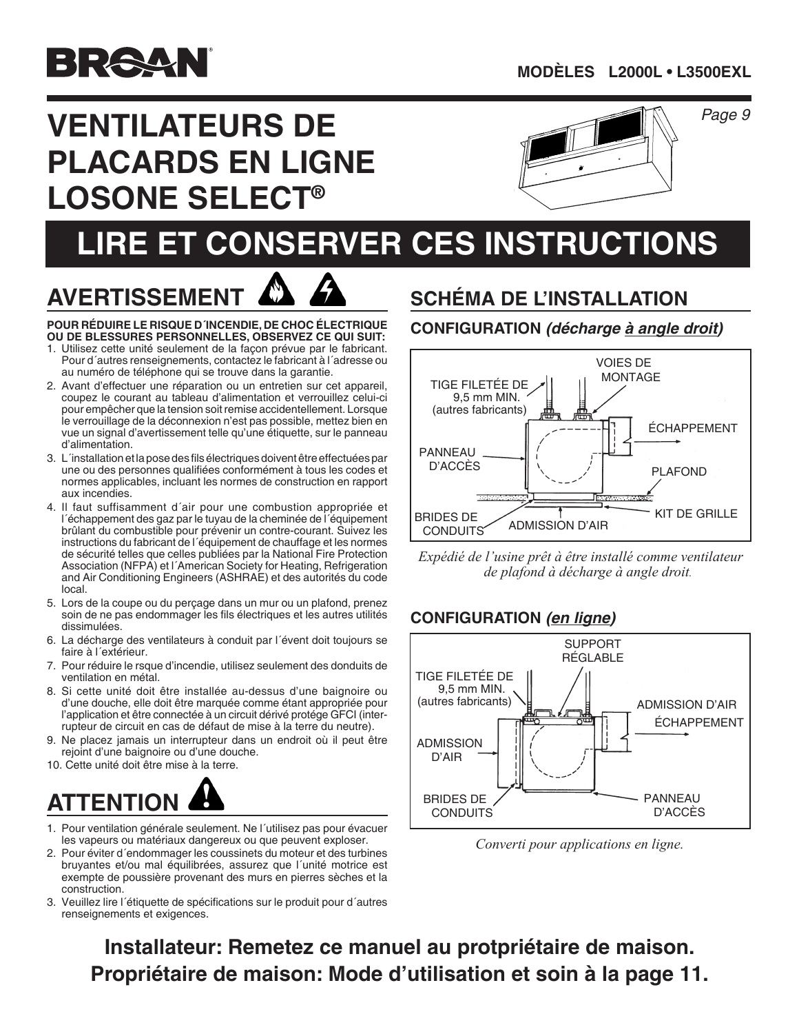BROAN

**MODÈLES L2000L • L3500EXL**

# VENTILATEURS DE PLACARDS EN LIGNE LOSONE SELECT®

# LIRE ET CONSERVER CES INSTRUCTIONS

## AVERTISSEMENT

**POUR RÉDUIRE LE RISQUE D´INCENDIE, DE CHOC ÉLECTRIQUE OU DE BLESSURES PERSONNELLES, OBSERVEZ CE QUI SUIT:**

1. Utilisez cette unité seulement de la façon prévue par le fabricant. Pour d´autres renseignements, contactez le fabricant à l´adresse ou au numéro de téléphone qui se trouve dans la garantie.
2. Avant d'effectuer une réparation ou un entretien sur cet appareil, coupez le courant au tableau d'alimentation et verrouillez celui-ci pour empêcher que la tension soit remise accidentellement. Lorsque le verrouillage de la déconnexion n'est pas possible, mettez bien en vue un signal d'avertissement telle qu'une étiquette, sur le panneau d'alimentation.
3. L´installation et la pose des fils électriques doivent être effectuées par une ou des personnes qualifiées conformément à tous les codes et normes applicables, incluant les normes de construction en rapport aux incendies.
4. Il faut suffisamment d´air pour une combustion appropriée et l´échappement des gaz par le tuyau de la cheminée de l´équipement brûlant du combustible pour prévenir un contre-courant. Suivez les instructions du fabricant de l´équipement de chauffage et les normes de sécurité telles que celles publiées par la National Fire Protection Association (NFPA) et l´American Society for Heating, Refrigeration and Air Conditioning Engineers (ASHRAE) et des autorités du code local.
5. Lors de la coupe ou du perçage dans un mur ou un plafond, prenez soin de ne pas endommager les fils électriques et les autres utilités dissimulées.
6. La décharge des ventilateurs à conduit par l´évent doit toujours se faire à l´extérieur.
7. Pour réduire le rsque d'incendie, utilisez seulement des donduits de ventilation en métal.
8. Si cette unité doit être installée au-dessus d'une baignoire ou d'une douche, elle doit être marquée comme étant appropriée pour l'application et être connectée à un circuit dérivé protégé GFCI (interrupteur de circuit en cas de défaut de mise à la terre du neutre).
9. Ne placez jamais un interrupteur dans un endroit où il peut être rejoint d'une baignoire ou d'une douche.
10. Cette unité doit être mise à la terre.

## ATTENTION

1. Pour ventilation générale seulement. Ne l´utilisez pas pour évacuer les vapeurs ou matériaux dangereux ou que peuvent exploser.
2. Pour éviter d´endommager les coussinets du moteur et des turbines bruyantes et/ou mal équilibrées, assurez que l´unité motrice est exempte de poussière provenant des murs en pierres sèches et la construction.
3. Veuillez lire l´étiquette de spécifications sur le produit pour d´autres renseignements et exigences.

## SCHÉMA DE L'INSTALLATION

### CONFIGURATION *(décharge à angle droit)*

TIGE FILETÉE DE 9,5 mm MIN. (autres fabricants) — VOIES DE MONTAGE — ÉCHAPPEMENT — PANNEAU D'ACCÈS — PLAFOND — BRIDES DE CONDUITS — ADMISSION D'AIR — KIT DE GRILLE

*Expédié de l'usine prêt à être installé comme ventilateur de plafond à décharge à angle droit.*

### CONFIGURATION *(en ligne)*

SUPPORT RÉGLABLE — TIGE FILETÉE DE 9,5 mm MIN. (autres fabricants) — ADMISSION D'AIR — ÉCHAPPEMENT — ADMISSION D'AIR — BRIDES DE CONDUITS — PANNEAU D'ACCÈS

*Converti pour applications en ligne.*

**Installateur: Remetez ce manuel au protpriétaire de maison.**
**Propriétaire de maison: Mode d'utilisation et soin à la page 11.**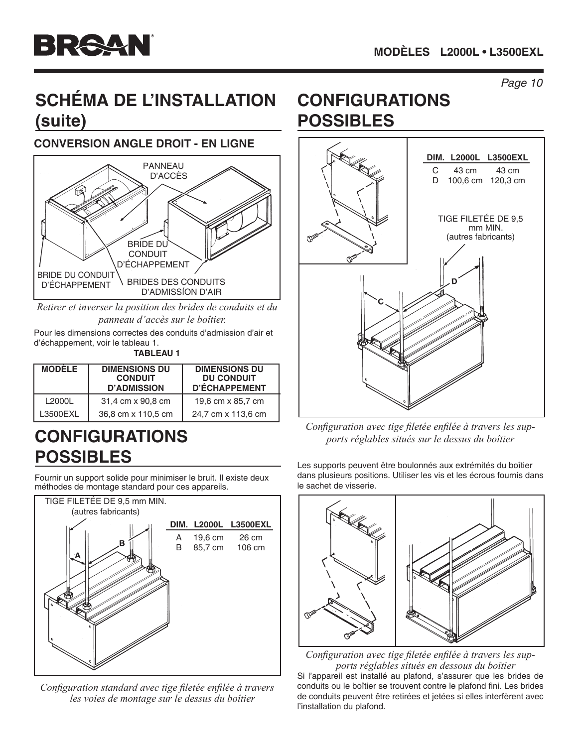# SCHÉMA DE L'INSTALLATION (suite)

### CONVERSION ANGLE DROIT - EN LIGNE

PANNEAU D'ACCÈS

BRIDE DU CONDUIT D'ÉCHAPPEMENT

BRIDE DU CONDUIT D'ÉCHAPPEMENT

BRIDES DES CONDUITS D'ADMISSÍON D'AIR

*Retirer et inverser la position des brides de conduits et du panneau d'accès sur le boîtier.*

Pour les dimensions correctes des conduits d'admission d'air et d'échappement, voir le tableau 1.

**TABLEAU 1**

| MODÈLE | DIMENSIONS DU CONDUIT D'ADMISSION | DIMENSIONS DU DU CONDUIT D'ÉCHAPPEMENT |
|---|---|---|
| L2000L | 31,4 cm x 90,8 cm | 19,6 cm x 85,7 cm |
| L3500EXL | 36,8 cm x 110,5 cm | 24,7 cm x 113,6 cm |

# CONFIGURATIONS POSSIBLES

Fournir un support solide pour minimiser le bruit. Il existe deux méthodes de montage standard pour ces appareils.

TIGE FILETÉE DE 9,5 mm MIN. (autres fabricants)

| DIM. | L2000L | L3500EXL |
|---|---|---|
| A | 19,6 cm | 26 cm |
| B | 85,7 cm | 106 cm |

*Configuration standard avec tige filetée enfilée à travers les voies de montage sur le dessus du boîtier*

# CONFIGURATIONS POSSIBLES

| DIM. | L2000L | L3500EXL |
|---|---|---|
| C | 43 cm | 43 cm |
| D | 100,6 cm | 120,3 cm |

TIGE FILETÉE DE 9,5 mm MIN. (autres fabricants)

*Configuration avec tige filetée enfilée à travers les supports réglables situés sur le dessus du boîtier*

Les supports peuvent être boulonnés aux extrémités du boîtier dans plusieurs positions. Utiliser les vis et les écrous fournis dans le sachet de visserie.

*Configuration avec tige filetée enfilée à travers les supports réglables situés en dessous du boîtier*

Si l'appareil est installé au plafond, s'assurer que les brides de conduits ou le boîtier se trouvent contre le plafond fini. Les brides de conduits peuvent être retirées et jetées si elles interfèrent avec l'installation du plafond.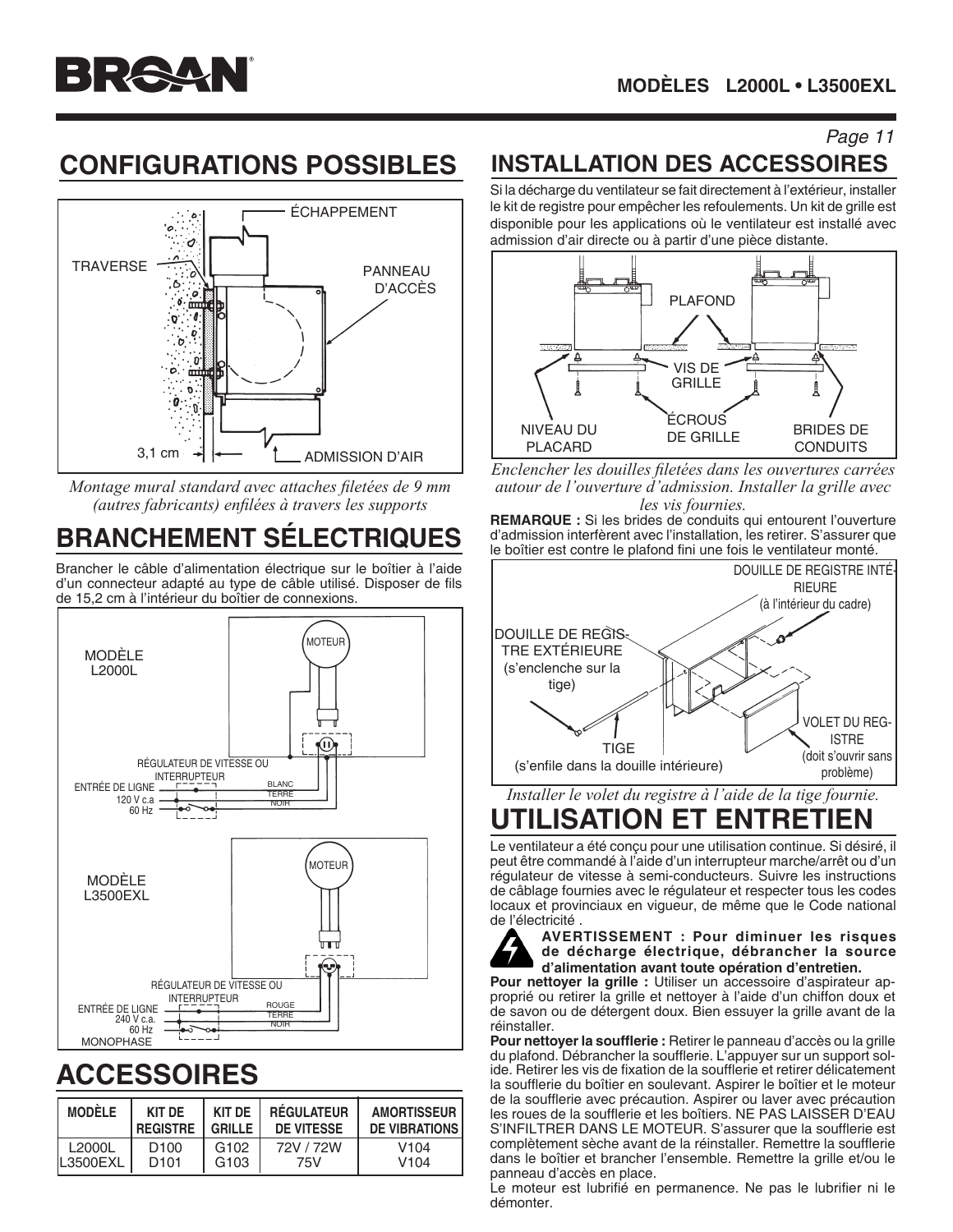## CONFIGURATIONS POSSIBLES

TRAVERSE

ÉCHAPPEMENT

PANNEAU D'ACCÈS

3,1 cm

ADMISSION D'AIR

*Montage mural standard avec attaches filetées de 9 mm (autres fabricants) enfilées à travers les supports*

## BRANCHEMENT SÉLECTRIQUES

Brancher le câble d'alimentation électrique sur le boîtier à l'aide d'un connecteur adapté au type de câble utilisé. Disposer de fils de 15,2 cm à l'intérieur du boîtier de connexions.

MODÈLE L2000L

MOTEUR

RÉGULATEUR DE VITESSE OU INTERRUPTEUR

ENTRÉE DE LIGNE 120 V c.a 60 Hz

BLANC TERRE NOIR

MODÈLE L3500EXL

MOTEUR

RÉGULATEUR DE VITESSE OU INTERRUPTEUR

ENTRÉE DE LIGNE 240 V c.a. 60 Hz MONOPHASE

ROUGE TERRE NOIR

## ACCESSOIRES

| MODÈLE | KIT DE REGISTRE | KIT DE GRILLE | RÉGULATEUR DE VITESSE | AMORTISSEUR DE VIBRATIONS |
|---|---|---|---|---|
| L2000L | D100 | G102 | 72V / 72W | V104 |
| L3500EXL | D101 | G103 | 75V | V104 |

## INSTALLATION DES ACCESSOIRES

Si la décharge du ventilateur se fait directement à l'extérieur, installer le kit de registre pour empêcher les refoulements. Un kit de grille est disponible pour les applications où le ventilateur est installé avec admission d'air directe ou à partir d'une pièce distante.

PLAFOND

VIS DE GRILLE

NIVEAU DU PLACARD

ÉCROUS DE GRILLE

BRIDES DE CONDUITS

*Enclencher les douilles filetées dans les ouvertures carrées autour de l'ouverture d'admission. Installer la grille avec les vis fournies.*

**REMARQUE :** Si les brides de conduits qui entourent l'ouverture d'admission interfèrent avec l'installation, les retirer. S'assurer que le boîtier est contre le plafond fini une fois le ventilateur monté.

DOUILLE DE REGISTRE INTÉRIEURE (à l'intérieur du cadre)

DOUILLE DE REGISTRE EXTÉRIEURE (s'enclenche sur la tige)

TIGE (s'enfile dans la douille intérieure)

VOLET DU REGISTRE (doit s'ouvrir sans problème)

*Installer le volet du registre à l'aide de la tige fournie.*

## UTILISATION ET ENTRETIEN

Le ventilateur a été conçu pour une utilisation continue. Si désiré, il peut être commandé à l'aide d'un interrupteur marche/arrêt ou d'un régulateur de vitesse à semi-conducteurs. Suivre les instructions de câblage fournies avec le régulateur et respecter tous les codes locaux et provinciaux en vigueur, de même que le Code national de l'électricité .

**AVERTISSEMENT : Pour diminuer les risques de décharge électrique, débrancher la source d'alimentation avant toute opération d'entretien.**

**Pour nettoyer la grille :** Utiliser un accessoire d'aspirateur approprié ou retirer la grille et nettoyer à l'aide d'un chiffon doux et de savon ou de détergent doux. Bien essuyer la grille avant de la réinstaller.

**Pour nettoyer la soufflerie :** Retirer le panneau d'accès ou la grille du plafond. Débrancher la soufflerie. L'appuyer sur un support solide. Retirer les vis de fixation de la soufflerie et retirer délicatement la soufflerie du boîtier en soulevant. Aspirer le boîtier et le moteur de la soufflerie avec précaution. Aspirer ou laver avec précaution les roues de la soufflerie et les boîtiers. NE PAS LAISSER D'EAU S'INFILTRER DANS LE MOTEUR. S'assurer que la soufflerie est complètement sèche avant de la réinstaller. Remettre la soufflerie dans le boîtier et brancher l'ensemble. Remettre la grille et/ou le panneau d'accès en place.

Le moteur est lubrifié en permanence. Ne pas le lubrifier ni le démonter.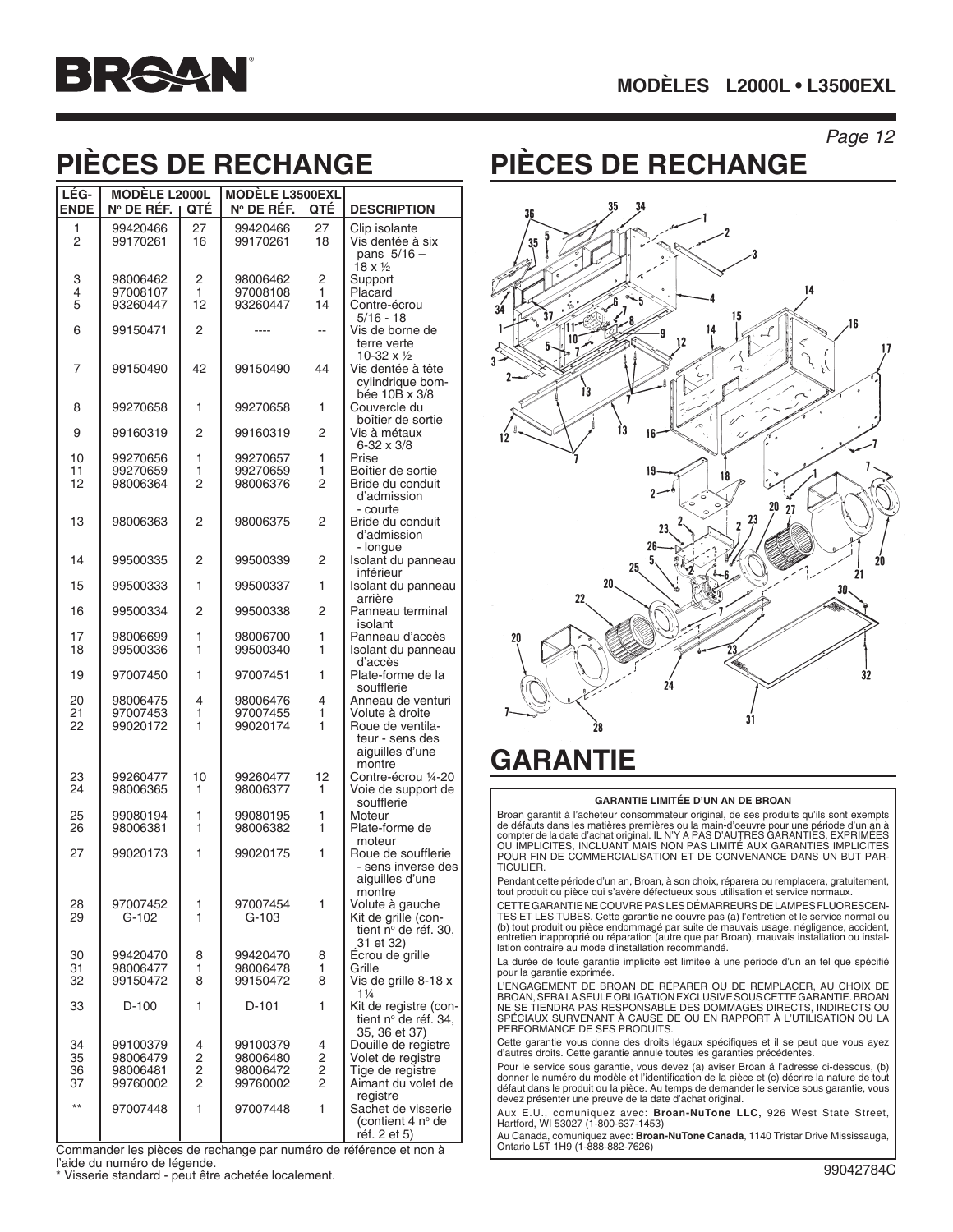# PIÈCES DE RECHANGE

| LÉGENDE | MODÈLE L2000L Nº DE RÉF. | QTÉ | MODÈLE L3500EXL Nº DE RÉF. | QTÉ | DESCRIPTION |
|---|---|---|---|---|---|
| 1 | 99420466 | 27 | 99420466 | 27 | Clip isolante |
| 2 | 99170261 | 16 | 99170261 | 18 | Vis dentée à six pans 5/16 – 18 x ½ |
| 3 | 98006462 | 2 | 98006462 | 2 | Support |
| 4 | 97008107 | 1 | 97008108 | 1 | Placard |
| 5 | 93260447 | 12 | 93260447 | 14 | Contre-écrou 5/16 - 18 |
| 6 | 99150471 | 2 | ---- | -- | Vis de borne de terre verte 10-32 x ½ |
| 7 | 99150490 | 42 | 99150490 | 44 | Vis dentée à tête cylindrique bombée 10B x 3/8 |
| 8 | 99270658 | 1 | 99270658 | 1 | Couvercle du boîtier de sortie |
| 9 | 99160319 | 2 | 99160319 | 2 | Vis à métaux 6-32 x 3/8 |
| 10 | 99270656 | 1 | 99270657 | 1 | Prise |
| 11 | 99270659 | 1 | 99270659 | 1 | Boîtier de sortie |
| 12 | 98006364 | 2 | 98006376 | 2 | Bride du conduit d'admission - courte |
| 13 | 98006363 | 2 | 98006375 | 2 | Bride du conduit d'admission - longue |
| 14 | 99500335 | 2 | 99500339 | 2 | Isolant du panneau inférieur |
| 15 | 99500333 | 1 | 99500337 | 1 | Isolant du panneau arrière |
| 16 | 99500334 | 2 | 99500338 | 2 | Panneau terminal isolant |
| 17 | 98006699 | 1 | 98006700 | 1 | Panneau d'accès |
| 18 | 99500336 | 1 | 99500340 | 1 | Isolant du panneau d'accès |
| 19 | 97007450 | 1 | 97007451 | 1 | Plate-forme de la soufflerie |
| 20 | 98006475 | 4 | 98006476 | 4 | Anneau de venturi |
| 21 | 97007453 | 1 | 97007455 | 1 | Volute à droite |
| 22 | 99020172 | 1 | 99020174 | 1 | Roue de ventilateur - sens des aiguilles d'une montre |
| 23 | 99260477 | 10 | 99260477 | 12 | Contre-écrou ¼-20 |
| 24 | 98006365 | 1 | 98006377 | 1 | Voie de support de soufflerie |
| 25 | 99080194 | 1 | 99080195 | 1 | Moteur |
| 26 | 98006381 | 1 | 98006382 | 1 | Plate-forme de moteur |
| 27 | 99020173 | 1 | 99020175 | 1 | Roue de soufflerie - sens inverse des aiguilles d'une montre |
| 28 | 97007452 | 1 | 97007454 | 1 | Volute à gauche |
| 29 | G-102 | 1 | G-103 | | Kit de grille (contient nº de réf. 30, 31 et 32) |
| 30 | 99420470 | 8 | 99420470 | 8 | Écrou de grille |
| 31 | 98006477 | 1 | 98006478 | 1 | Grille |
| 32 | 99150472 | 8 | 99150472 | 8 | Vis de grille 8-18 x 1¼ |
| 33 | D-100 | 1 | D-101 | 1 | Kit de registre (contient nº de réf. 34, 35, 36 et 37) |
| 34 | 99100379 | 4 | 99100379 | 4 | Douille de registre |
| 35 | 98006479 | 2 | 98006480 | 2 | Volet de registre |
| 36 | 98006481 | 2 | 98006472 | 2 | Tige de registre |
| 37 | 99760002 | 2 | 99760002 | 2 | Aimant du volet de registre |
| ** | 97007448 | 1 | 97007448 | 1 | Sachet de visserie (contient 4 nº de réf. 2 et 5) |

Commander les pièces de rechange par numéro de référence et non à l'aide du numéro de légende.

\* Visserie standard - peut être achetée localement.

# PIÈCES DE RECHANGE

36 35 34 1 5 2 3 4 14 6 5 34 37 7 15 16 1 11 8 14 10 9 12 17 5 7 3 2 13 7 12 13 16 7 7 19 18 1 7 2 20 27 23 2 2 23 26 6 5 25 2 20 20 21 22 30 7 20 23 32 24 7 31 28

# GARANTIE

**GARANTIE LIMITÉE D'UN AN DE BROAN**

Broan garantit à l'acheteur consommateur original, de ses produits qu'ils sont exempts de défauts dans les matières premières ou la main-d'oeuvre pour une période d'un an à compter de la date d'achat original. IL N'Y A PAS D'AUTRES GARANTIES, EXPRIMÉES OU IMPLICITES, INCLUANT MAIS NON PAS LIMITÉ AUX GARANTIES IMPLICITES POUR FIN DE COMMERCIALISATION ET DE CONVENANCE DANS UN BUT PARTICULIER.

Pendant cette période d'un an, Broan, à son choix, réparera ou remplacera, gratuitement, tout produit ou pièce qui s'avère défectueux sous utilisation et service normaux.

CETTE GARANTIE NE COUVRE PAS LES DÉMARREURS DE LAMPES FLUORESCENTES ET LES TUBES. Cette garantie ne couvre pas (a) l'entretien et le service normal ou (b) tout produit ou pièce endommagé par suite de mauvais usage, négligence, accident, entretien inapproprié ou réparation (autre que par Broan), mauvais installation ou installation contraire au mode d'installation recommandé.

La durée de toute garantie implicite est limitée à une période d'un an tel que spécifié pour la garantie exprimée.

L'ENGAGEMENT DE BROAN DE RÉPARER OU DE REMPLACER, AU CHOIX DE BROAN, SERA LA SEULE OBLIGATION EXCLUSIVE SOUS CETTE GARANTIE. BROAN NE SE TIENDRA PAS RESPONSABLE DES DOMMAGES DIRECTS, INDIRECTS OU SPÉCIAUX SURVENANT À CAUSE DE OU EN RAPPORT À L'UTILISATION OU LA PERFORMANCE DE SES PRODUITS.

Cette garantie vous donne des droits légaux spécifiques et il se peut que vous ayez d'autres droits. Cette garantie annule toutes les garanties précédentes.

Pour le service sous garantie, vous devez (a) aviser Broan à l'adresse ci-dessous, (b) donner le numéro du modèle et l'identification de la pièce et (c) décrire la nature de tout défaut dans le produit ou la pièce. Au temps de demander le service sous garantie, vous devez présenter une preuve de la date d'achat original.

Aux E.U., comuniquez avec: **Broan-NuTone LLC,** 926 West State Street, Hartford, WI 53027 (1-800-637-1453)

Au Canada, comuniquez avec: **Broan-NuTone Canada**, 1140 Tristar Drive Mississauga, Ontario L5T 1H9 (1-888-882-7626)

99042784C